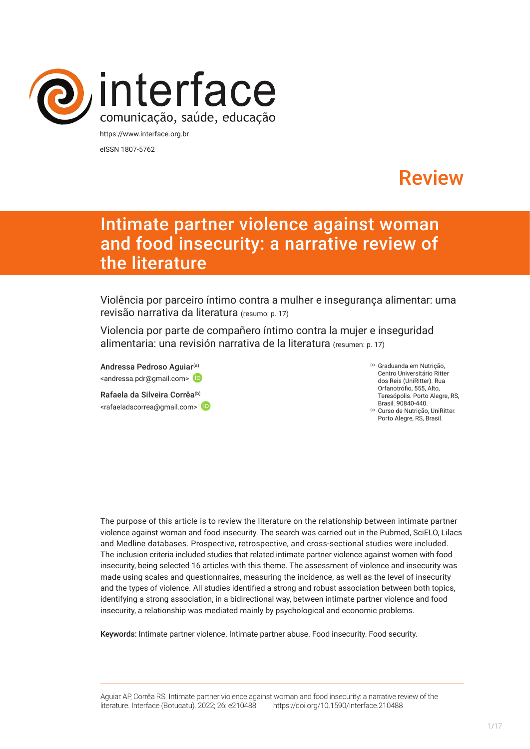interface

comunicação, saúde, educação

https://www.interface.org.br

eISSN 1807-5762

Review

# Intimate partner violence against woman and food insecurity: a narrative review of the literature

Violência por parceiro íntimo contra a mulher e insegurança alimentar: uma revisão narrativa da literatura (resumo: p. 17)

Violencia por parte de compañero íntimo contra la mujer e inseguridad alimentaria: una revisión narrativa de la literatura (resumen: p. 17)

Andressa Pedroso Aguiar[a]
<andressa.pdr@gmail.com>

Rafaela da Silveira Corrêa[b]
<rafaeladscorrea@gmail.com>

[a] Graduanda em Nutrição, Centro Universitário Ritter dos Reis (UniRitter). Rua Orfanotrófio, 555, Alto, Teresópolis. Porto Alegre, RS, Brasil. 90840-440.

[b] Curso de Nutrição, UniRitter. Porto Alegre, RS, Brasil.

The purpose of this article is to review the literature on the relationship between intimate partner violence against woman and food insecurity. The search was carried out in the Pubmed, SciELO, Lilacs and Medline databases. Prospective, retrospective, and cross-sectional studies were included. The inclusion criteria included studies that related intimate partner violence against women with food insecurity, being selected 16 articles with this theme. The assessment of violence and insecurity was made using scales and questionnaires, measuring the incidence, as well as the level of insecurity and the types of violence. All studies identified a strong and robust association between both topics, identifying a strong association, in a bidirectional way, between intimate partner violence and food insecurity, a relationship was mediated mainly by psychological and economic problems.

**Keywords:** Intimate partner violence. Intimate partner abuse. Food insecurity. Food security.

Aguiar AP, Corrêa RS. Intimate partner violence against woman and food insecurity: a narrative review of the literature. Interface (Botucatu). 2022; 26: e210488 https://doi.org/10.1590/interface.210488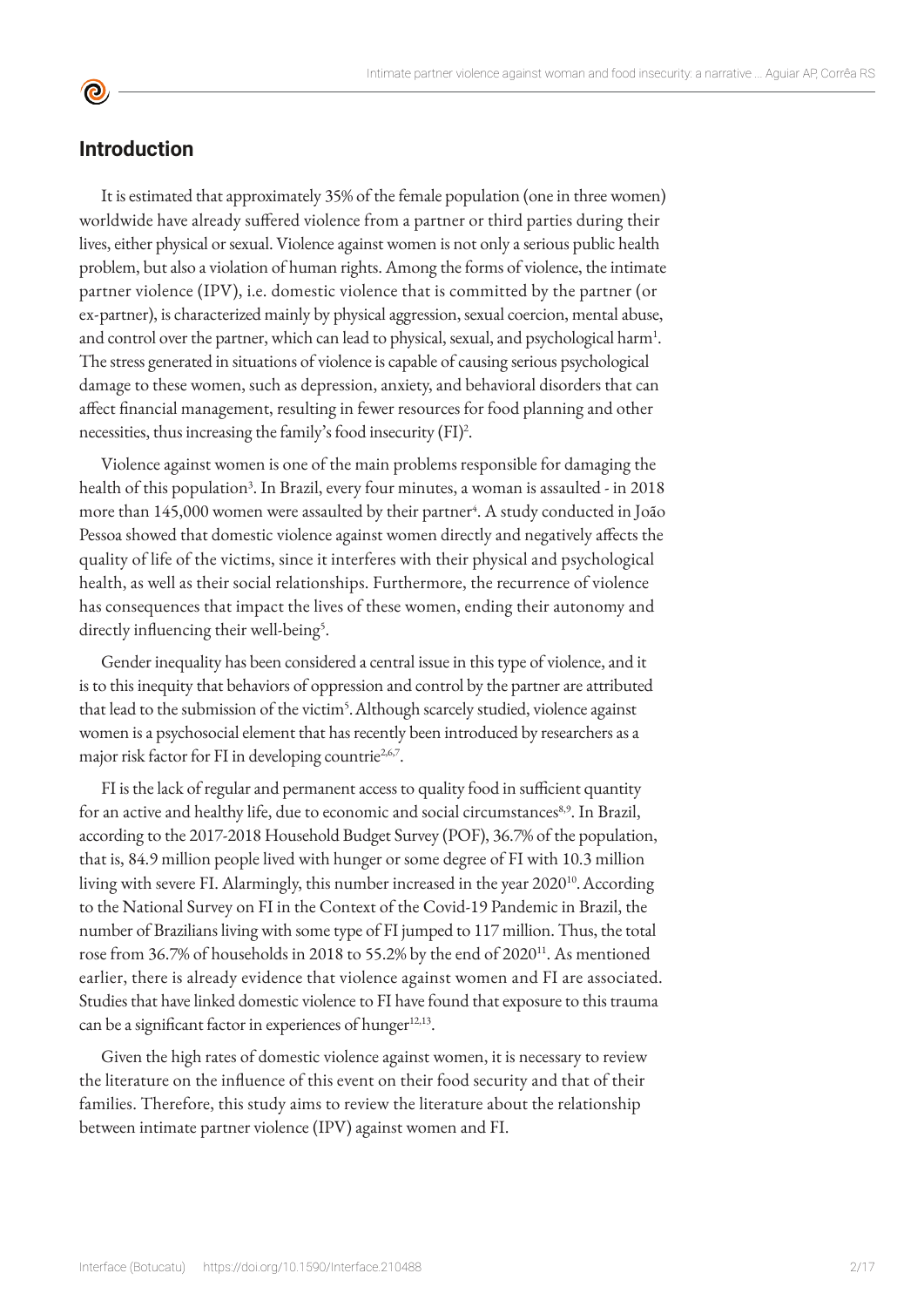## Introduction

It is estimated that approximately 35% of the female population (one in three women) worldwide have already suffered violence from a partner or third parties during their lives, either physical or sexual. Violence against women is not only a serious public health problem, but also a violation of human rights. Among the forms of violence, the intimate partner violence (IPV), i.e. domestic violence that is committed by the partner (or ex-partner), is characterized mainly by physical aggression, sexual coercion, mental abuse, and control over the partner, which can lead to physical, sexual, and psychological harm[1]. The stress generated in situations of violence is capable of causing serious psychological damage to these women, such as depression, anxiety, and behavioral disorders that can affect financial management, resulting in fewer resources for food planning and other necessities, thus increasing the family's food insecurity (FI)[2].

Violence against women is one of the main problems responsible for damaging the health of this population[3]. In Brazil, every four minutes, a woman is assaulted - in 2018 more than 145,000 women were assaulted by their partner[4]. A study conducted in João Pessoa showed that domestic violence against women directly and negatively affects the quality of life of the victims, since it interferes with their physical and psychological health, as well as their social relationships. Furthermore, the recurrence of violence has consequences that impact the lives of these women, ending their autonomy and directly influencing their well-being[5].

Gender inequality has been considered a central issue in this type of violence, and it is to this inequity that behaviors of oppression and control by the partner are attributed that lead to the submission of the victim[5]. Although scarcely studied, violence against women is a psychosocial element that has recently been introduced by researchers as a major risk factor for FI in developing countrie[2,6,7].

FI is the lack of regular and permanent access to quality food in sufficient quantity for an active and healthy life, due to economic and social circumstances[8,9]. In Brazil, according to the 2017-2018 Household Budget Survey (POF), 36.7% of the population, that is, 84.9 million people lived with hunger or some degree of FI with 10.3 million living with severe FI. Alarmingly, this number increased in the year 2020[10]. According to the National Survey on FI in the Context of the Covid-19 Pandemic in Brazil, the number of Brazilians living with some type of FI jumped to 117 million. Thus, the total rose from 36.7% of households in 2018 to 55.2% by the end of 2020[11]. As mentioned earlier, there is already evidence that violence against women and FI are associated. Studies that have linked domestic violence to FI have found that exposure to this trauma can be a significant factor in experiences of hunger[12,13].

Given the high rates of domestic violence against women, it is necessary to review the literature on the influence of this event on their food security and that of their families. Therefore, this study aims to review the literature about the relationship between intimate partner violence (IPV) against women and FI.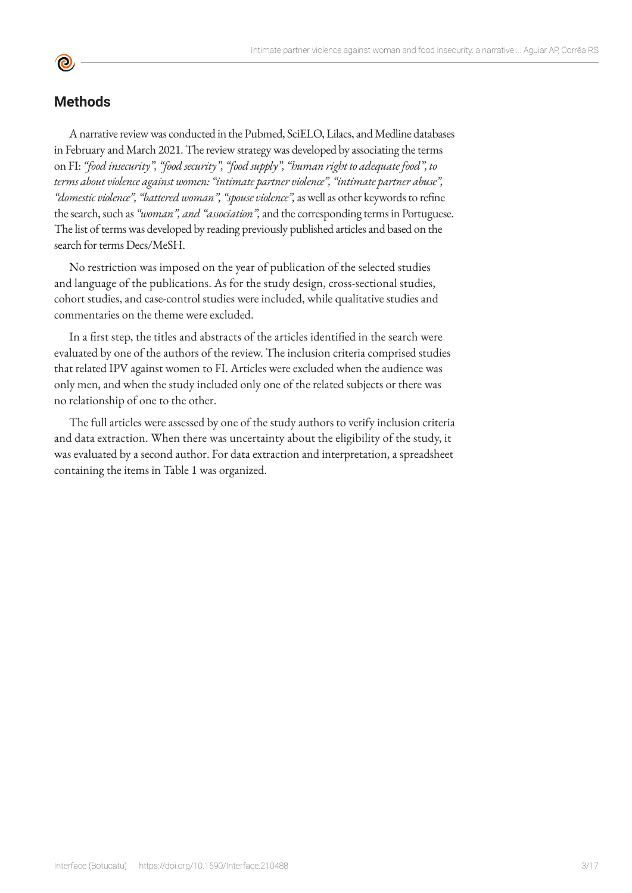## Methods

A narrative review was conducted in the Pubmed, SciELO, Lilacs, and Medline databases in February and March 2021. The review strategy was developed by associating the terms on FI: *"food insecurity", "food security", "food supply", "human right to adequate food", to terms about violence against women: "intimate partner violence", "intimate partner abuse", "domestic violence", "battered woman", "spouse violence",* as well as other keywords to refine the search, such as *"woman", and "association",* and the corresponding terms in Portuguese. The list of terms was developed by reading previously published articles and based on the search for terms Decs/MeSH.

No restriction was imposed on the year of publication of the selected studies and language of the publications. As for the study design, cross-sectional studies, cohort studies, and case-control studies were included, while qualitative studies and commentaries on the theme were excluded.

In a first step, the titles and abstracts of the articles identified in the search were evaluated by one of the authors of the review. The inclusion criteria comprised studies that related IPV against women to FI. Articles were excluded when the audience was only men, and when the study included only one of the related subjects or there was no relationship of one to the other.

The full articles were assessed by one of the study authors to verify inclusion criteria and data extraction. When there was uncertainty about the eligibility of the study, it was evaluated by a second author. For data extraction and interpretation, a spreadsheet containing the items in Table 1 was organized.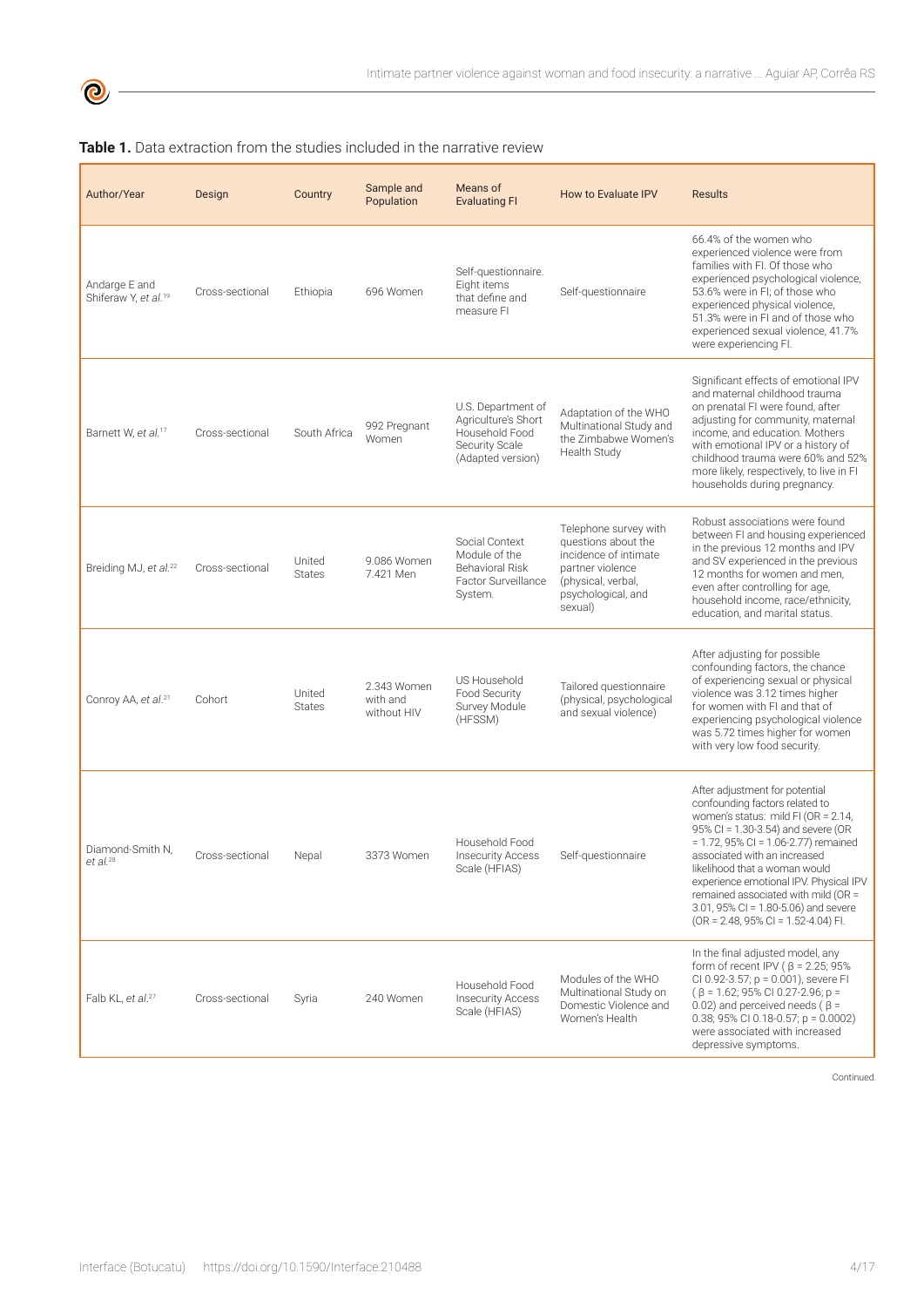**Table 1.** Data extraction from the studies included in the narrative review

| Author/Year | Design | Country | Sample and Population | Means of Evaluating FI | How to Evaluate IPV | Results |
|---|---|---|---|---|---|---|
| Andarge E and Shiferaw Y, *et al.*[19] | Cross-sectional | Ethiopia | 696 Women | Self-questionnaire. Eight items that define and measure FI | Self-questionnaire | 66.4% of the women who experienced violence were from families with FI. Of those who experienced psychological violence, 53.6% were in FI; of those who experienced physical violence, 51.3% were in FI and of those who experienced sexual violence, 41.7% were experiencing FI. |
| Barnett W, *et al.*[17] | Cross-sectional | South Africa | 992 Pregnant Women | U.S. Department of Agriculture's Short Household Food Security Scale (Adapted version) | Adaptation of the WHO Multinational Study and the Zimbabwe Women's Health Study | Significant effects of emotional IPV and maternal childhood trauma on prenatal FI were found, after adjusting for community, maternal income, and education. Mothers with emotional IPV or a history of childhood trauma were 60% and 52% more likely, respectively, to live in FI households during pregnancy. |
| Breiding MJ, *et al.*[22] | Cross-sectional | United States | 9.086 Women 7.421 Men | Social Context Module of the Behavioral Risk Factor Surveillance System. | Telephone survey with questions about the incidence of intimate partner violence (physical, verbal, psychological, and sexual) | Robust associations were found between FI and housing experienced in the previous 12 months and IPV and SV experienced in the previous 12 months for women and men, even after controlling for age, household income, race/ethnicity, education, and marital status. |
| Conroy AA, *et al.*[21] | Cohort | United States | 2.343 Women with and without HIV | US Household Food Security Survey Module (HFSSM) | Tailored questionnaire (physical, psychological and sexual violence) | After adjusting for possible confounding factors, the chance of experiencing sexual or physical violence was 3.12 times higher for women with FI and that of experiencing psychological violence was 5.72 times higher for women with very low food security. |
| Diamond-Smith N, *et al.*[28] | Cross-sectional | Nepal | 3373 Women | Household Food Insecurity Access Scale (HFIAS) | Self-questionnaire | After adjustment for potential confounding factors related to women's status: mild FI (OR = 2.14, 95% CI = 1.30-3.54) and severe (OR = 1.72, 95% CI = 1.06-2.77) remained associated with an increased likelihood that a woman would experience emotional IPV. Physical IPV remained associated with mild (OR = 3.01, 95% CI = 1.80-5.06) and severe (OR = 2.48, 95% CI = 1.52-4.04) FI. |
| Falb KL, *et al.*[27] | Cross-sectional | Syria | 240 Women | Household Food Insecurity Access Scale (HFIAS) | Modules of the WHO Multinational Study on Domestic Violence and Women's Health | In the final adjusted model, any form of recent IPV ( $\beta$ = 2.25; 95% CI 0.92-3.57; p = 0.001), severe FI ( $\beta$ = 1.62; 95% CI 0.27-2.96; p = 0.02) and perceived needs ( $\beta$ = 0.38; 95% CI 0.18-0.57; p = 0.0002) were associated with increased depressive symptoms. |

Continued.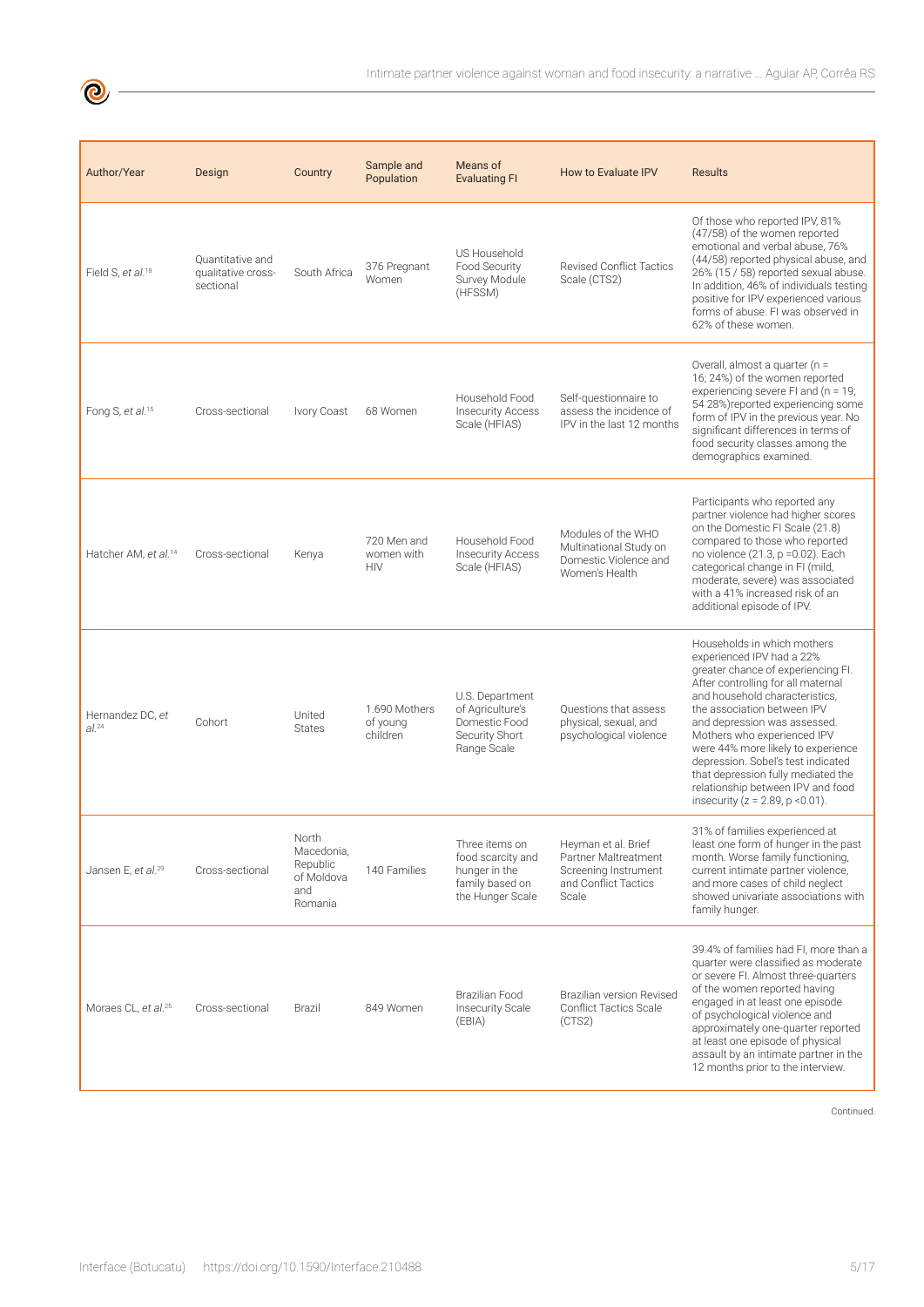| Author/Year | Design | Country | Sample and Population | Means of Evaluating FI | How to Evaluate IPV | Results |
|---|---|---|---|---|---|---|
| Field S, *et al.*[18] | Quantitative and qualitative cross-sectional | South Africa | 376 Pregnant Women | US Household Food Security Survey Module (HFSSM) | Revised Conflict Tactics Scale (CTS2) | Of those who reported IPV, 81% (47/58) of the women reported emotional and verbal abuse, 76% (44/58) reported physical abuse, and 26% (15 / 58) reported sexual abuse. In addition, 46% of individuals testing positive for IPV experienced various forms of abuse. FI was observed in 62% of these women. |
| Fong S, *et al.*[15] | Cross-sectional | Ivory Coast | 68 Women | Household Food Insecurity Access Scale (HFIAS) | Self-questionnaire to assess the incidence of IPV in the last 12 months | Overall, almost a quarter (n = 16; 24%) of the women reported experiencing severe FI and (n = 19; 54 28%)reported experiencing some form of IPV in the previous year. No significant differences in terms of food security classes among the demographics examined. |
| Hatcher AM, *et al.*[14] | Cross-sectional | Kenya | 720 Men and women with HIV | Household Food Insecurity Access Scale (HFIAS) | Modules of the WHO Multinational Study on Domestic Violence and Women's Health | Participants who reported any partner violence had higher scores on the Domestic FI Scale (21.8) compared to those who reported no violence (21.3, p =0.02). Each categorical change in FI (mild, moderate, severe) was associated with a 41% increased risk of an additional episode of IPV. |
| Hernandez DC, *et al.*[24] | Cohort | United States | 1.690 Mothers of young children | U.S. Department of Agriculture's Domestic Food Security Short Range Scale | Questions that assess physical, sexual, and psychological violence | Households in which mothers experienced IPV had a 22% greater chance of experiencing FI. After controlling for all maternal and household characteristics, the association between IPV and depression was assessed. Mothers who experienced IPV were 44% more likely to experience depression. Sobel's test indicated that depression fully mediated the relationship between IPV and food insecurity (z = 2.89, p <0.01). |
| Jansen E, *et al.*[29] | Cross-sectional | North Macedonia, Republic of Moldova and Romania | 140 Families | Three items on food scarcity and hunger in the family based on the Hunger Scale | Heyman et al. Brief Partner Maltreatment Screening Instrument and Conflict Tactics Scale | 31% of families experienced at least one form of hunger in the past month. Worse family functioning, current intimate partner violence, and more cases of child neglect showed univariate associations with family hunger. |
| Moraes CL, *et al.*[25] | Cross-sectional | Brazil | 849 Women | Brazilian Food Insecurity Scale (EBIA) | Brazilian version Revised Conflict Tactics Scale (CTS2) | 39.4% of families had FI, more than a quarter were classified as moderate or severe FI. Almost three-quarters of the women reported having engaged in at least one episode of psychological violence and approximately one-quarter reported at least one episode of physical assault by an intimate partner in the 12 months prior to the interview. |

Continued.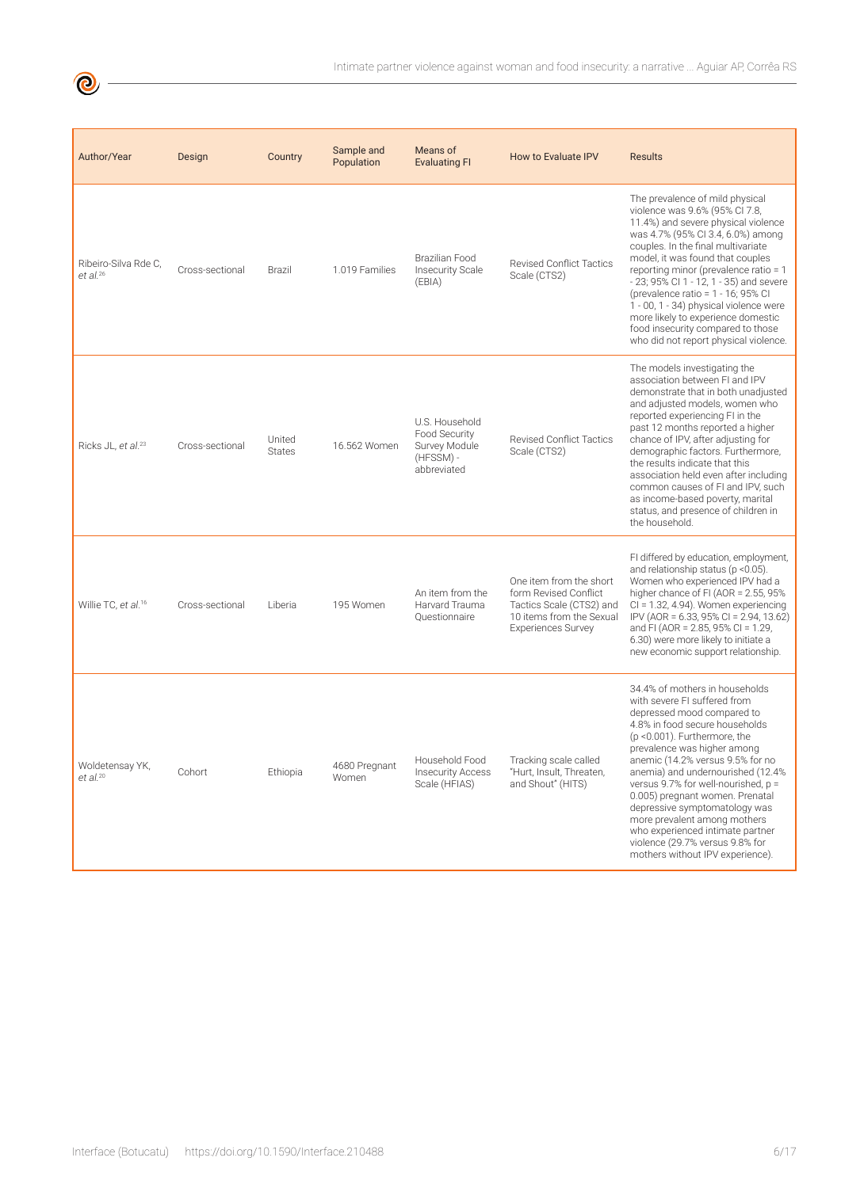| Author/Year | Design | Country | Sample and Population | Means of Evaluating FI | How to Evaluate IPV | Results |
|---|---|---|---|---|---|---|
| Ribeiro-Silva Rde C, *et al.*[26] | Cross-sectional | Brazil | 1.019 Families | Brazilian Food Insecurity Scale (EBIA) | Revised Conflict Tactics Scale (CTS2) | The prevalence of mild physical violence was 9.6% (95% CI 7.8, 11.4%) and severe physical violence was 4.7% (95% CI 3.4, 6.0%) among couples. In the final multivariate model, it was found that couples reporting minor (prevalence ratio = 1 - 23; 95% CI 1 - 12, 1 - 35) and severe (prevalence ratio = 1 - 16; 95% CI 1 - 00, 1 - 34) physical violence were more likely to experience domestic food insecurity compared to those who did not report physical violence. |
| Ricks JL, *et al.*[23] | Cross-sectional | United States | 16.562 Women | U.S. Household Food Security Survey Module (HFSSM) - abbreviated | Revised Conflict Tactics Scale (CTS2) | The models investigating the association between FI and IPV demonstrate that in both unadjusted and adjusted models, women who reported experiencing FI in the past 12 months reported a higher chance of IPV, after adjusting for demographic factors. Furthermore, the results indicate that this association held even after including common causes of FI and IPV, such as income-based poverty, marital status, and presence of children in the household. |
| Willie TC, *et al.*[16] | Cross-sectional | Liberia | 195 Women | An item from the Harvard Trauma Questionnaire | One item from the short form Revised Conflict Tactics Scale (CTS2) and 10 items from the Sexual Experiences Survey | FI differed by education, employment, and relationship status ($p < 0.05$). Women who experienced IPV had a higher chance of FI (AOR = 2.55, 95% CI = 1.32, 4.94). Women experiencing IPV (AOR = 6.33, 95% CI = 2.94, 13.62) and FI (AOR = 2.85, 95% CI = 1.29, 6.30) were more likely to initiate a new economic support relationship. |
| Woldetensay YK, *et al.*[20] | Cohort | Ethiopia | 4680 Pregnant Women | Household Food Insecurity Access Scale (HFIAS) | Tracking scale called "Hurt, Insult, Threaten, and Shout" (HITS) | 34.4% of mothers in households with severe FI suffered from depressed mood compared to 4.8% in food secure households ($p < 0.001$). Furthermore, the prevalence was higher among anemic (14.2% versus 9.5% for no anemia) and undernourished (12.4% versus 9.7% for well-nourished, $p = 0.005$) pregnant women. Prenatal depressive symptomatology was more prevalent among mothers who experienced intimate partner violence (29.7% versus 9.8% for mothers without IPV experience). |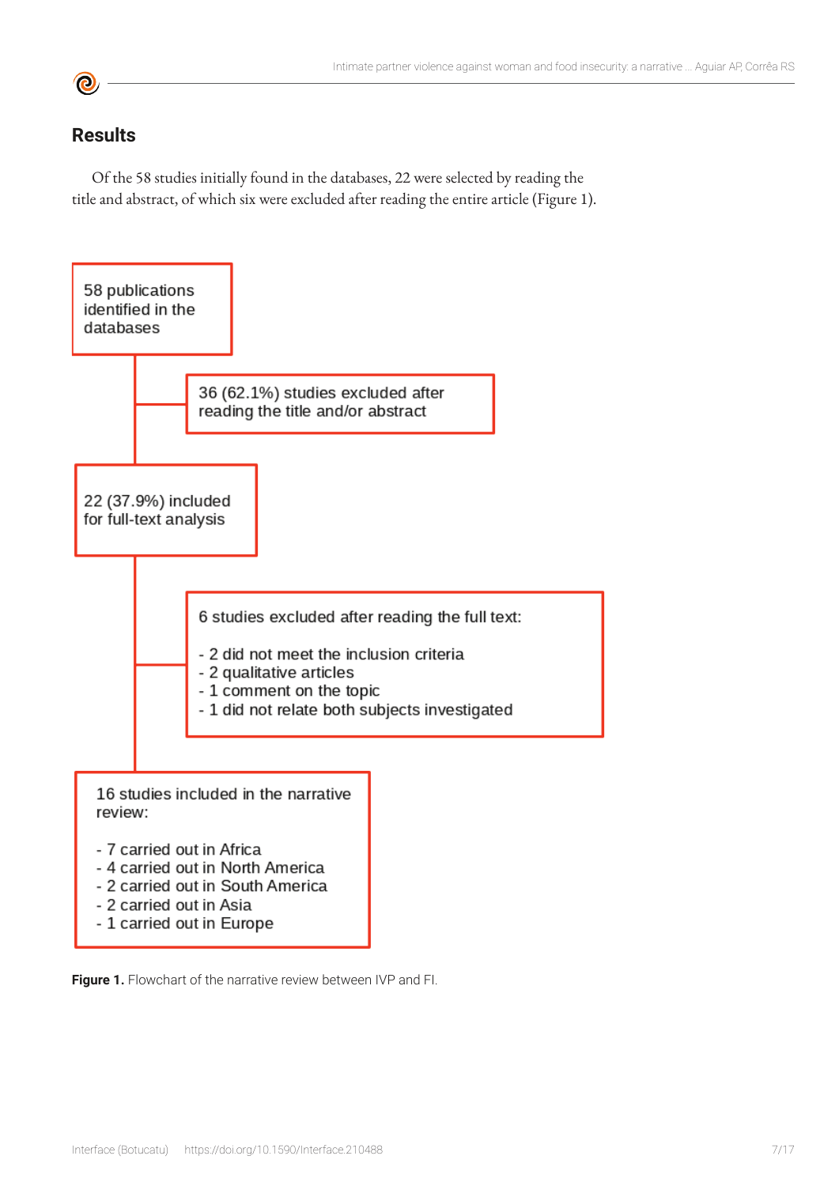## Results

Of the 58 studies initially found in the databases, 22 were selected by reading the title and abstract, of which six were excluded after reading the entire article (Figure 1).

58 publications identified in the databases

36 (62.1%) studies excluded after reading the title and/or abstract

22 (37.9%) included for full-text analysis

6 studies excluded after reading the full text:

- 2 did not meet the inclusion criteria
- 2 qualitative articles
- 1 comment on the topic
- 1 did not relate both subjects investigated

16 studies included in the narrative review:

- 7 carried out in Africa
- 4 carried out in North America
- 2 carried out in South America
- 2 carried out in Asia
- 1 carried out in Europe

**Figure 1.** Flowchart of the narrative review between IVP and FI.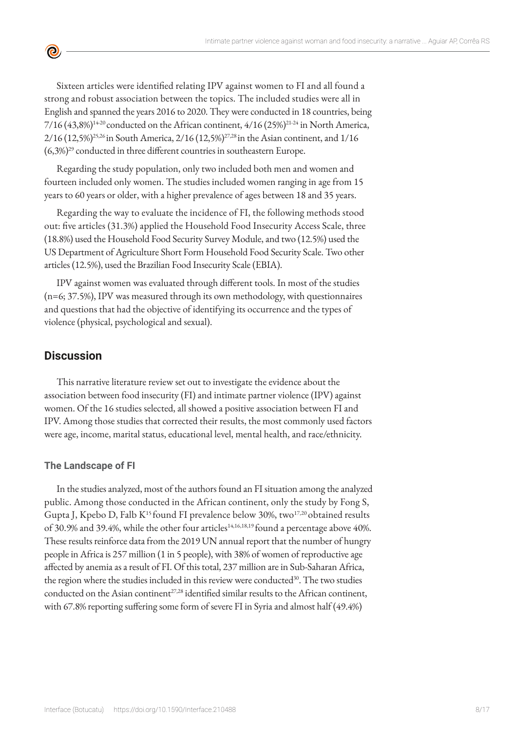Sixteen articles were identified relating IPV against women to FI and all found a strong and robust association between the topics. The included studies were all in English and spanned the years 2016 to 2020. They were conducted in 18 countries, being 7/16 (43,8%)[14-20] conducted on the African continent, 4/16 (25%)[21-24] in North America, 2/16 (12,5%)[25,26] in South America, 2/16 (12,5%)[27,28] in the Asian continent, and 1/16 (6,3%)[29] conducted in three different countries in southeastern Europe.

Regarding the study population, only two included both men and women and fourteen included only women. The studies included women ranging in age from 15 years to 60 years or older, with a higher prevalence of ages between 18 and 35 years.

Regarding the way to evaluate the incidence of FI, the following methods stood out: five articles (31.3%) applied the Household Food Insecurity Access Scale, three (18.8%) used the Household Food Security Survey Module, and two (12.5%) used the US Department of Agriculture Short Form Household Food Security Scale. Two other articles (12.5%), used the Brazilian Food Insecurity Scale (EBIA).

IPV against women was evaluated through different tools. In most of the studies (n=6; 37.5%), IPV was measured through its own methodology, with questionnaires and questions that had the objective of identifying its occurrence and the types of violence (physical, psychological and sexual).

## Discussion

This narrative literature review set out to investigate the evidence about the association between food insecurity (FI) and intimate partner violence (IPV) against women. Of the 16 studies selected, all showed a positive association between FI and IPV. Among those studies that corrected their results, the most commonly used factors were age, income, marital status, educational level, mental health, and race/ethnicity.

### The Landscape of FI

In the studies analyzed, most of the authors found an FI situation among the analyzed public. Among those conducted in the African continent, only the study by Fong S, Gupta J, Kpebo D, Falb K[15] found FI prevalence below 30%, two[17,20] obtained results of 30.9% and 39.4%, while the other four articles[14,16,18,19] found a percentage above 40%. These results reinforce data from the 2019 UN annual report that the number of hungry people in Africa is 257 million (1 in 5 people), with 38% of women of reproductive age affected by anemia as a result of FI. Of this total, 237 million are in Sub-Saharan Africa, the region where the studies included in this review were conducted[30]. The two studies conducted on the Asian continent[27,28] identified similar results to the African continent, with 67.8% reporting suffering some form of severe FI in Syria and almost half (49.4%)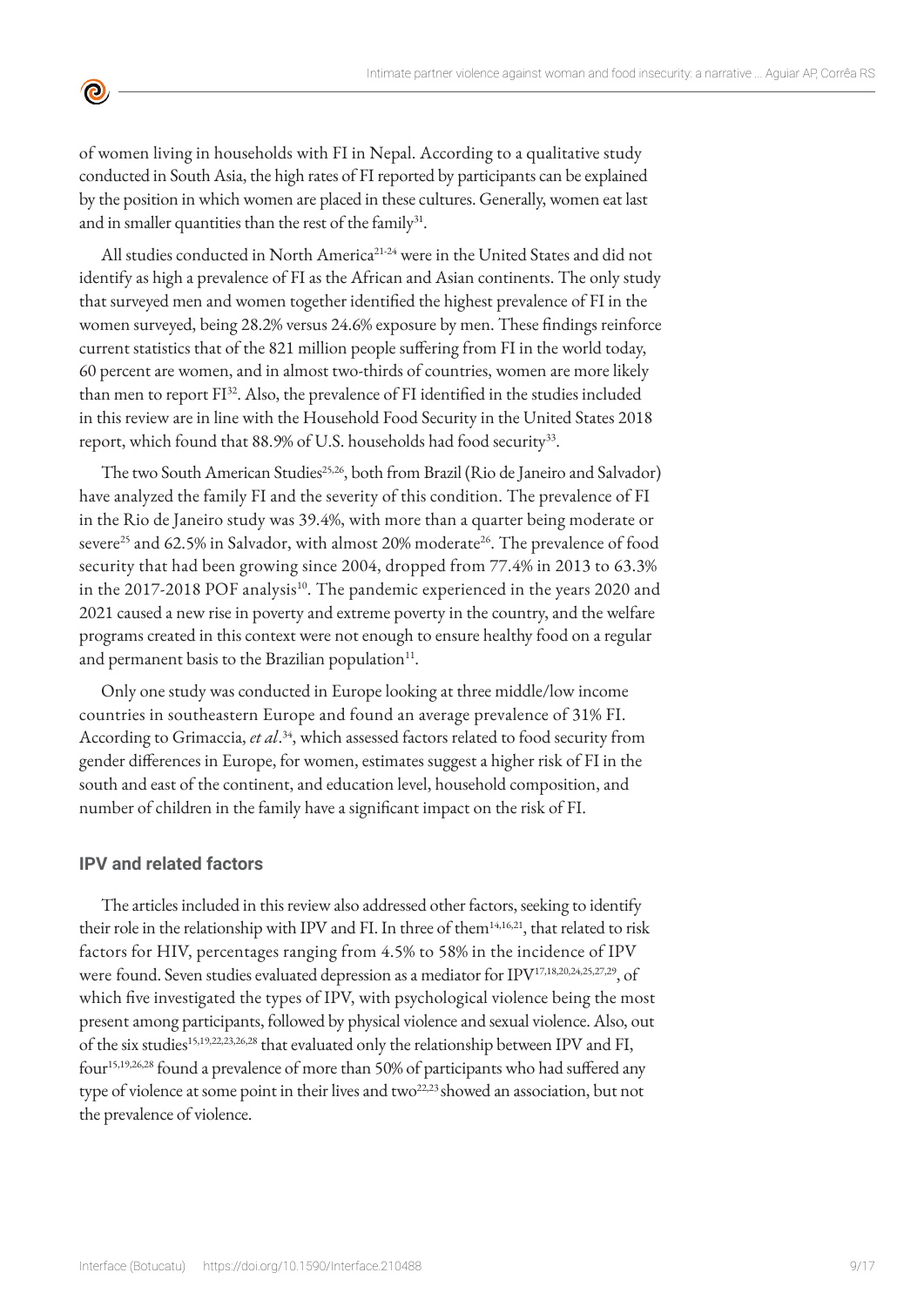of women living in households with FI in Nepal. According to a qualitative study conducted in South Asia, the high rates of FI reported by participants can be explained by the position in which women are placed in these cultures. Generally, women eat last and in smaller quantities than the rest of the family[31].

All studies conducted in North America[21-24] were in the United States and did not identify as high a prevalence of FI as the African and Asian continents. The only study that surveyed men and women together identified the highest prevalence of FI in the women surveyed, being 28.2% versus 24.6% exposure by men. These findings reinforce current statistics that of the 821 million people suffering from FI in the world today, 60 percent are women, and in almost two-thirds of countries, women are more likely than men to report FI[32]. Also, the prevalence of FI identified in the studies included in this review are in line with the Household Food Security in the United States 2018 report, which found that 88.9% of U.S. households had food security[33].

The two South American Studies[25,26], both from Brazil (Rio de Janeiro and Salvador) have analyzed the family FI and the severity of this condition. The prevalence of FI in the Rio de Janeiro study was 39.4%, with more than a quarter being moderate or severe[25] and 62.5% in Salvador, with almost 20% moderate[26]. The prevalence of food security that had been growing since 2004, dropped from 77.4% in 2013 to 63.3% in the 2017-2018 POF analysis[10]. The pandemic experienced in the years 2020 and 2021 caused a new rise in poverty and extreme poverty in the country, and the welfare programs created in this context were not enough to ensure healthy food on a regular and permanent basis to the Brazilian population[11].

Only one study was conducted in Europe looking at three middle/low income countries in southeastern Europe and found an average prevalence of 31% FI. According to Grimaccia, *et al*.[34], which assessed factors related to food security from gender differences in Europe, for women, estimates suggest a higher risk of FI in the south and east of the continent, and education level, household composition, and number of children in the family have a significant impact on the risk of FI.

## IPV and related factors

The articles included in this review also addressed other factors, seeking to identify their role in the relationship with IPV and FI. In three of them[14,16,21], that related to risk factors for HIV, percentages ranging from 4.5% to 58% in the incidence of IPV were found. Seven studies evaluated depression as a mediator for IPV[17,18,20,24,25,27,29], of which five investigated the types of IPV, with psychological violence being the most present among participants, followed by physical violence and sexual violence. Also, out of the six studies[15,19,22,23,26,28] that evaluated only the relationship between IPV and FI, four[15,19,26,28] found a prevalence of more than 50% of participants who had suffered any type of violence at some point in their lives and two[22,23] showed an association, but not the prevalence of violence.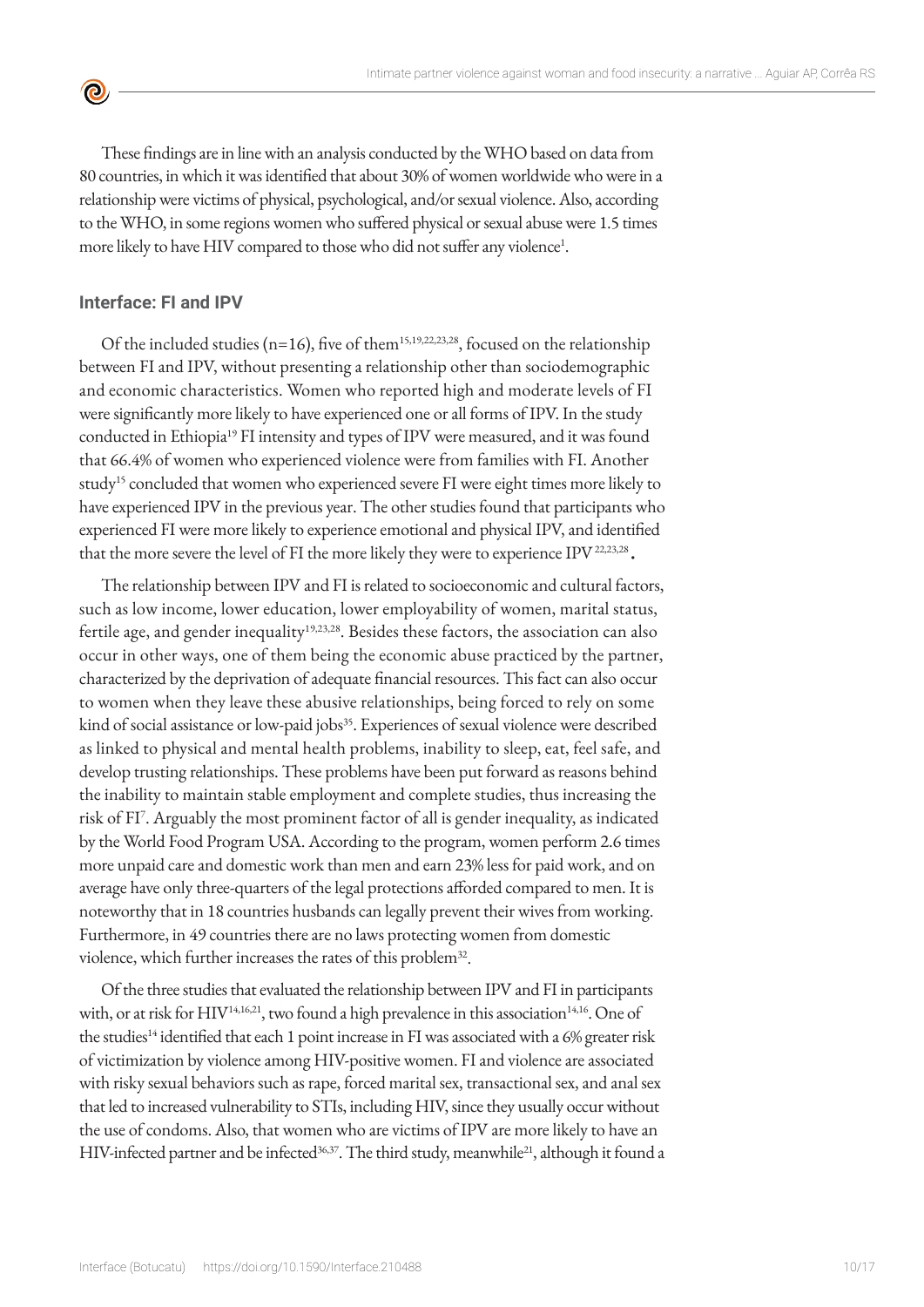These findings are in line with an analysis conducted by the WHO based on data from 80 countries, in which it was identified that about 30% of women worldwide who were in a relationship were victims of physical, psychological, and/or sexual violence. Also, according to the WHO, in some regions women who suffered physical or sexual abuse were 1.5 times more likely to have HIV compared to those who did not suffer any violence[1].

## Interface: FI and IPV

Of the included studies (n=16), five of them[15,19,22,23,28], focused on the relationship between FI and IPV, without presenting a relationship other than sociodemographic and economic characteristics. Women who reported high and moderate levels of FI were significantly more likely to have experienced one or all forms of IPV. In the study conducted in Ethiopia[19] FI intensity and types of IPV were measured, and it was found that 66.4% of women who experienced violence were from families with FI. Another study[15] concluded that women who experienced severe FI were eight times more likely to have experienced IPV in the previous year. The other studies found that participants who experienced FI were more likely to experience emotional and physical IPV, and identified that the more severe the level of FI the more likely they were to experience IPV[22,23,28].

The relationship between IPV and FI is related to socioeconomic and cultural factors, such as low income, lower education, lower employability of women, marital status, fertile age, and gender inequality[19,23,28]. Besides these factors, the association can also occur in other ways, one of them being the economic abuse practiced by the partner, characterized by the deprivation of adequate financial resources. This fact can also occur to women when they leave these abusive relationships, being forced to rely on some kind of social assistance or low-paid jobs[35]. Experiences of sexual violence were described as linked to physical and mental health problems, inability to sleep, eat, feel safe, and develop trusting relationships. These problems have been put forward as reasons behind the inability to maintain stable employment and complete studies, thus increasing the risk of FI[7]. Arguably the most prominent factor of all is gender inequality, as indicated by the World Food Program USA. According to the program, women perform 2.6 times more unpaid care and domestic work than men and earn 23% less for paid work, and on average have only three-quarters of the legal protections afforded compared to men. It is noteworthy that in 18 countries husbands can legally prevent their wives from working. Furthermore, in 49 countries there are no laws protecting women from domestic violence, which further increases the rates of this problem[32].

Of the three studies that evaluated the relationship between IPV and FI in participants with, or at risk for HIV[14,16,21], two found a high prevalence in this association[14,16]. One of the studies[14] identified that each 1 point increase in FI was associated with a 6% greater risk of victimization by violence among HIV-positive women. FI and violence are associated with risky sexual behaviors such as rape, forced marital sex, transactional sex, and anal sex that led to increased vulnerability to STIs, including HIV, since they usually occur without the use of condoms. Also, that women who are victims of IPV are more likely to have an HIV-infected partner and be infected[36,37]. The third study, meanwhile[21], although it found a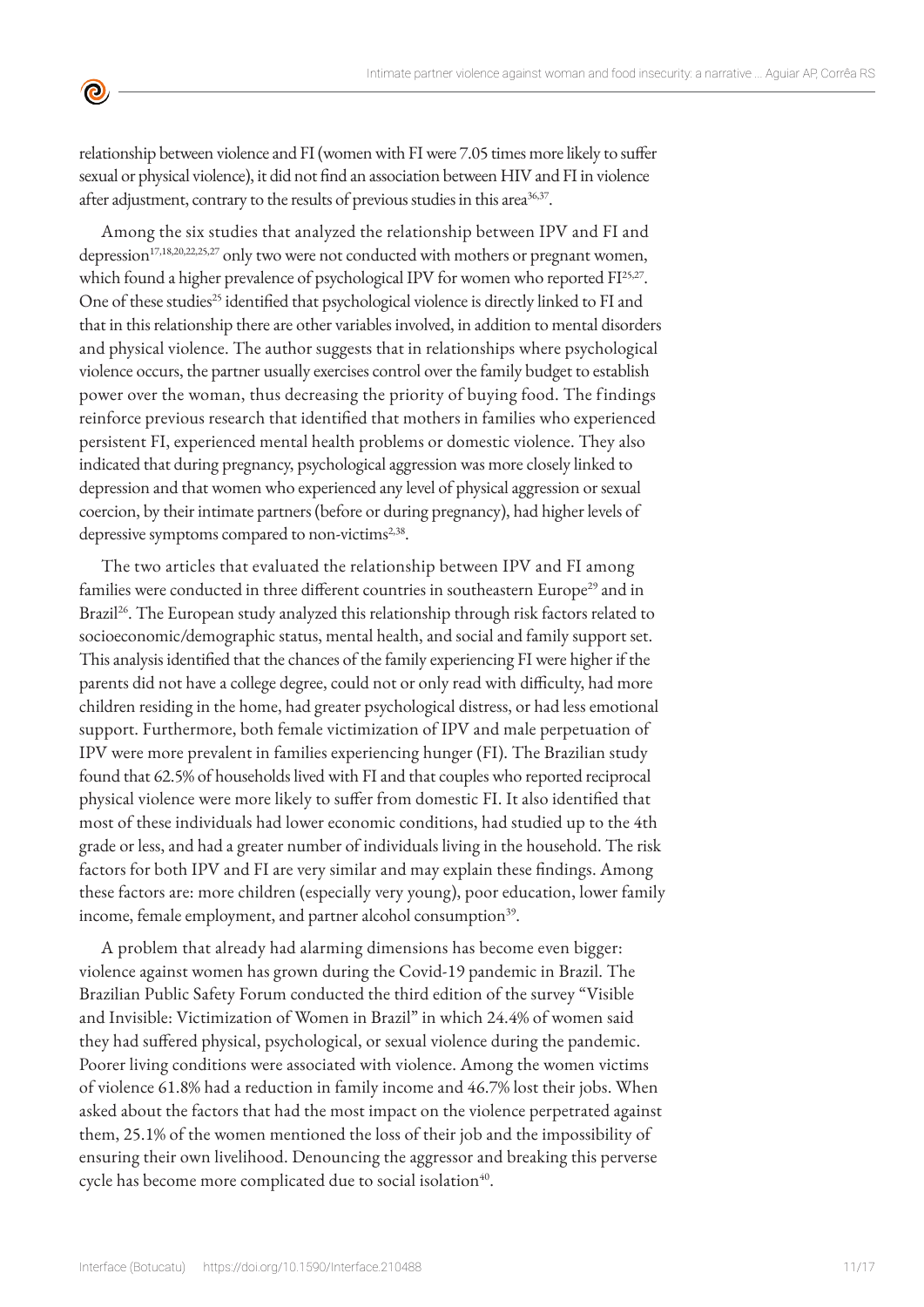relationship between violence and FI (women with FI were 7.05 times more likely to suffer sexual or physical violence), it did not find an association between HIV and FI in violence after adjustment, contrary to the results of previous studies in this area[36,37].

Among the six studies that analyzed the relationship between IPV and FI and depression[17,18,20,22,25,27] only two were not conducted with mothers or pregnant women, which found a higher prevalence of psychological IPV for women who reported FI[25,27]. One of these studies[25] identified that psychological violence is directly linked to FI and that in this relationship there are other variables involved, in addition to mental disorders and physical violence. The author suggests that in relationships where psychological violence occurs, the partner usually exercises control over the family budget to establish power over the woman, thus decreasing the priority of buying food. The findings reinforce previous research that identified that mothers in families who experienced persistent FI, experienced mental health problems or domestic violence. They also indicated that during pregnancy, psychological aggression was more closely linked to depression and that women who experienced any level of physical aggression or sexual coercion, by their intimate partners (before or during pregnancy), had higher levels of depressive symptoms compared to non-victims[2,38].

The two articles that evaluated the relationship between IPV and FI among families were conducted in three different countries in southeastern Europe[29] and in Brazil[26]. The European study analyzed this relationship through risk factors related to socioeconomic/demographic status, mental health, and social and family support set. This analysis identified that the chances of the family experiencing FI were higher if the parents did not have a college degree, could not or only read with difficulty, had more children residing in the home, had greater psychological distress, or had less emotional support. Furthermore, both female victimization of IPV and male perpetuation of IPV were more prevalent in families experiencing hunger (FI). The Brazilian study found that 62.5% of households lived with FI and that couples who reported reciprocal physical violence were more likely to suffer from domestic FI. It also identified that most of these individuals had lower economic conditions, had studied up to the 4th grade or less, and had a greater number of individuals living in the household. The risk factors for both IPV and FI are very similar and may explain these findings. Among these factors are: more children (especially very young), poor education, lower family income, female employment, and partner alcohol consumption[39].

A problem that already had alarming dimensions has become even bigger: violence against women has grown during the Covid-19 pandemic in Brazil. The Brazilian Public Safety Forum conducted the third edition of the survey "Visible and Invisible: Victimization of Women in Brazil" in which 24.4% of women said they had suffered physical, psychological, or sexual violence during the pandemic. Poorer living conditions were associated with violence. Among the women victims of violence 61.8% had a reduction in family income and 46.7% lost their jobs. When asked about the factors that had the most impact on the violence perpetrated against them, 25.1% of the women mentioned the loss of their job and the impossibility of ensuring their own livelihood. Denouncing the aggressor and breaking this perverse cycle has become more complicated due to social isolation[40].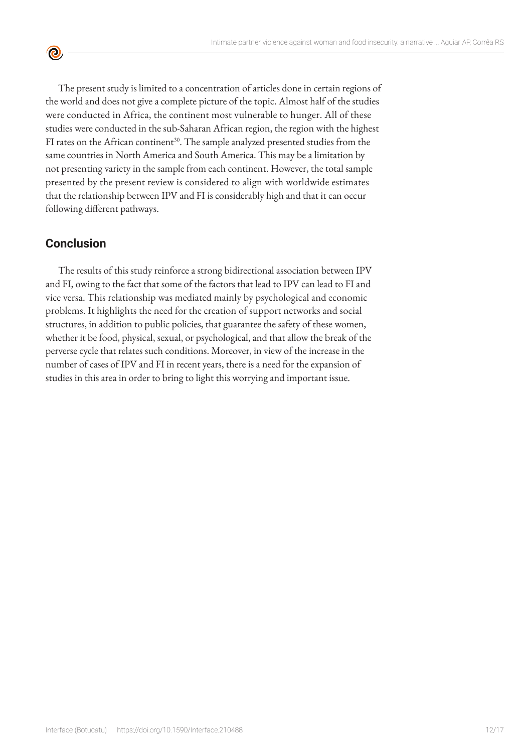The present study is limited to a concentration of articles done in certain regions of the world and does not give a complete picture of the topic. Almost half of the studies were conducted in Africa, the continent most vulnerable to hunger. All of these studies were conducted in the sub-Saharan African region, the region with the highest FI rates on the African continent[30]. The sample analyzed presented studies from the same countries in North America and South America. This may be a limitation by not presenting variety in the sample from each continent. However, the total sample presented by the present review is considered to align with worldwide estimates that the relationship between IPV and FI is considerably high and that it can occur following different pathways.

## Conclusion

The results of this study reinforce a strong bidirectional association between IPV and FI, owing to the fact that some of the factors that lead to IPV can lead to FI and vice versa. This relationship was mediated mainly by psychological and economic problems. It highlights the need for the creation of support networks and social structures, in addition to public policies, that guarantee the safety of these women, whether it be food, physical, sexual, or psychological, and that allow the break of the perverse cycle that relates such conditions. Moreover, in view of the increase in the number of cases of IPV and FI in recent years, there is a need for the expansion of studies in this area in order to bring to light this worrying and important issue.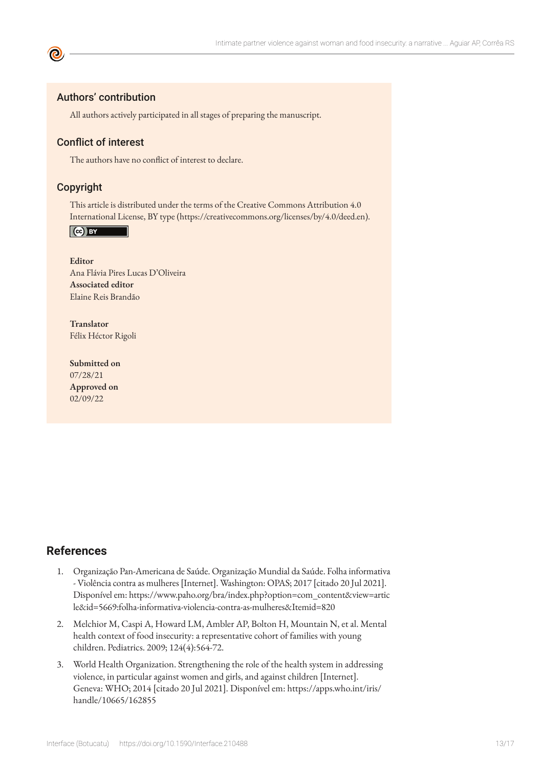## Authors' contribution

All authors actively participated in all stages of preparing the manuscript.

## Conflict of interest

The authors have no conflict of interest to declare.

## Copyright

This article is distributed under the terms of the Creative Commons Attribution 4.0 International License, BY type (https://creativecommons.org/licenses/by/4.0/deed.en).

**Editor**
Ana Flávia Pires Lucas D'Oliveira
**Associated editor**
Elaine Reis Brandão

**Translator**
Félix Héctor Rigoli

**Submitted on**
07/28/21
**Approved on**
02/09/22

## References

1. Organização Pan-Americana de Saúde. Organização Mundial da Saúde. Folha informativa - Violência contra as mulheres [Internet]. Washington: OPAS; 2017 [citado 20 Jul 2021]. Disponível em: https://www.paho.org/bra/index.php?option=com_content&view=article&id=5669:folha-informativa-violencia-contra-as-mulheres&Itemid=820
2. Melchior M, Caspi A, Howard LM, Ambler AP, Bolton H, Mountain N, et al. Mental health context of food insecurity: a representative cohort of families with young children. Pediatrics. 2009; 124(4):564-72.
3. World Health Organization. Strengthening the role of the health system in addressing violence, in particular against women and girls, and against children [Internet]. Geneva: WHO; 2014 [citado 20 Jul 2021]. Disponível em: https://apps.who.int/iris/handle/10665/162855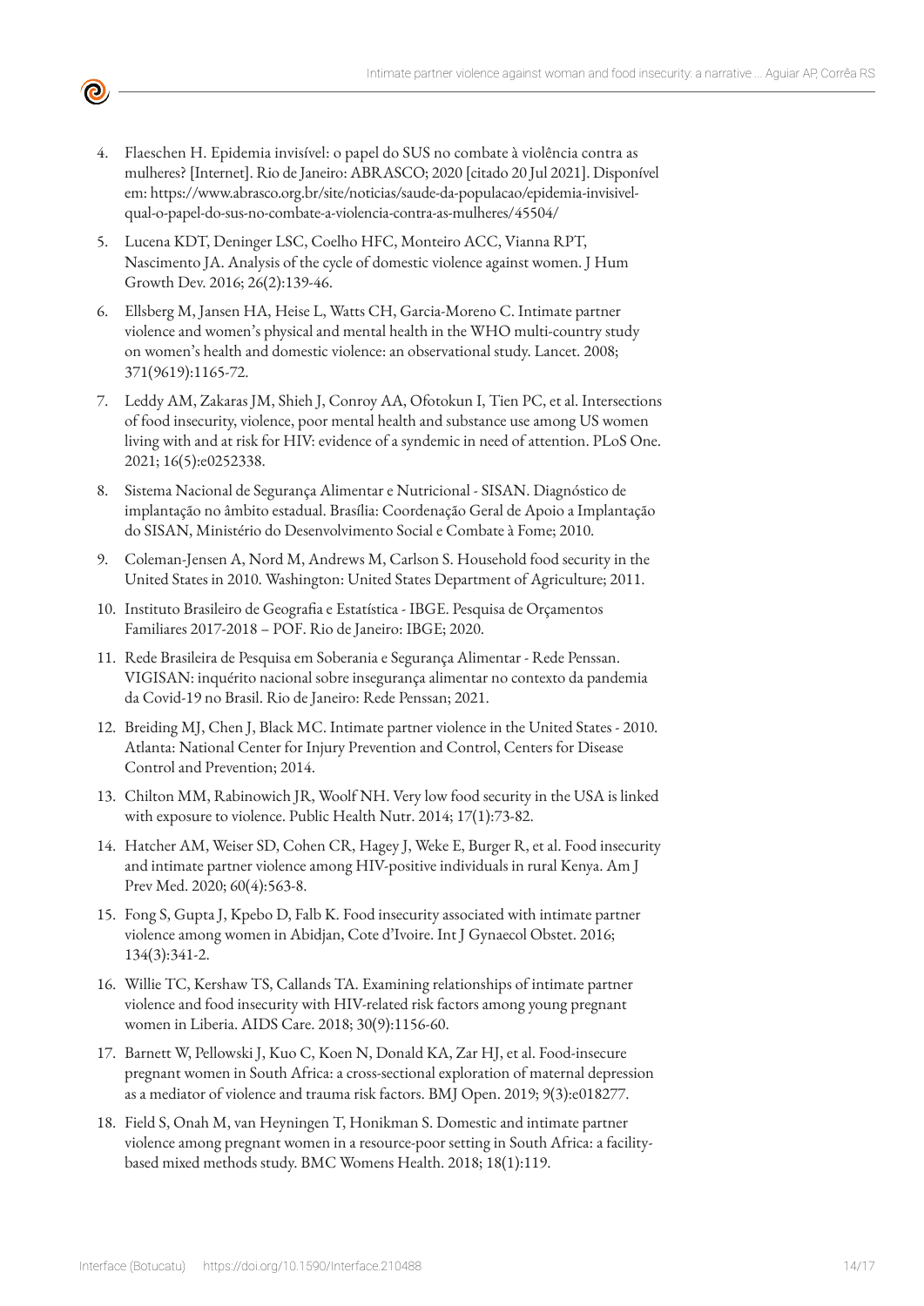4. Flaeschen H. Epidemia invisível: o papel do SUS no combate à violência contra as mulheres? [Internet]. Rio de Janeiro: ABRASCO; 2020 [citado 20 Jul 2021]. Disponível em: https://www.abrasco.org.br/site/noticias/saude-da-populacao/epidemia-invisivel-qual-o-papel-do-sus-no-combate-a-violencia-contra-as-mulheres/45504/

5. Lucena KDT, Deninger LSC, Coelho HFC, Monteiro ACC, Vianna RPT, Nascimento JA. Analysis of the cycle of domestic violence against women. J Hum Growth Dev. 2016; 26(2):139-46.

6. Ellsberg M, Jansen HA, Heise L, Watts CH, Garcia-Moreno C. Intimate partner violence and women's physical and mental health in the WHO multi-country study on women's health and domestic violence: an observational study. Lancet. 2008; 371(9619):1165-72.

7. Leddy AM, Zakaras JM, Shieh J, Conroy AA, Ofotokun I, Tien PC, et al. Intersections of food insecurity, violence, poor mental health and substance use among US women living with and at risk for HIV: evidence of a syndemic in need of attention. PLoS One. 2021; 16(5):e0252338.

8. Sistema Nacional de Segurança Alimentar e Nutricional - SISAN. Diagnóstico de implantação no âmbito estadual. Brasília: Coordenação Geral de Apoio a Implantação do SISAN, Ministério do Desenvolvimento Social e Combate à Fome; 2010.

9. Coleman-Jensen A, Nord M, Andrews M, Carlson S. Household food security in the United States in 2010. Washington: United States Department of Agriculture; 2011.

10. Instituto Brasileiro de Geografia e Estatística - IBGE. Pesquisa de Orçamentos Familiares 2017-2018 – POF. Rio de Janeiro: IBGE; 2020.

11. Rede Brasileira de Pesquisa em Soberania e Segurança Alimentar - Rede Penssan. VIGISAN: inquérito nacional sobre insegurança alimentar no contexto da pandemia da Covid-19 no Brasil. Rio de Janeiro: Rede Penssan; 2021.

12. Breiding MJ, Chen J, Black MC. Intimate partner violence in the United States - 2010. Atlanta: National Center for Injury Prevention and Control, Centers for Disease Control and Prevention; 2014.

13. Chilton MM, Rabinowich JR, Woolf NH. Very low food security in the USA is linked with exposure to violence. Public Health Nutr. 2014; 17(1):73-82.

14. Hatcher AM, Weiser SD, Cohen CR, Hagey J, Weke E, Burger R, et al. Food insecurity and intimate partner violence among HIV-positive individuals in rural Kenya. Am J Prev Med. 2020; 60(4):563-8.

15. Fong S, Gupta J, Kpebo D, Falb K. Food insecurity associated with intimate partner violence among women in Abidjan, Cote d'Ivoire. Int J Gynaecol Obstet. 2016; 134(3):341-2.

16. Willie TC, Kershaw TS, Callands TA. Examining relationships of intimate partner violence and food insecurity with HIV-related risk factors among young pregnant women in Liberia. AIDS Care. 2018; 30(9):1156-60.

17. Barnett W, Pellowski J, Kuo C, Koen N, Donald KA, Zar HJ, et al. Food-insecure pregnant women in South Africa: a cross-sectional exploration of maternal depression as a mediator of violence and trauma risk factors. BMJ Open. 2019; 9(3):e018277.

18. Field S, Onah M, van Heyningen T, Honikman S. Domestic and intimate partner violence among pregnant women in a resource-poor setting in South Africa: a facility-based mixed methods study. BMC Womens Health. 2018; 18(1):119.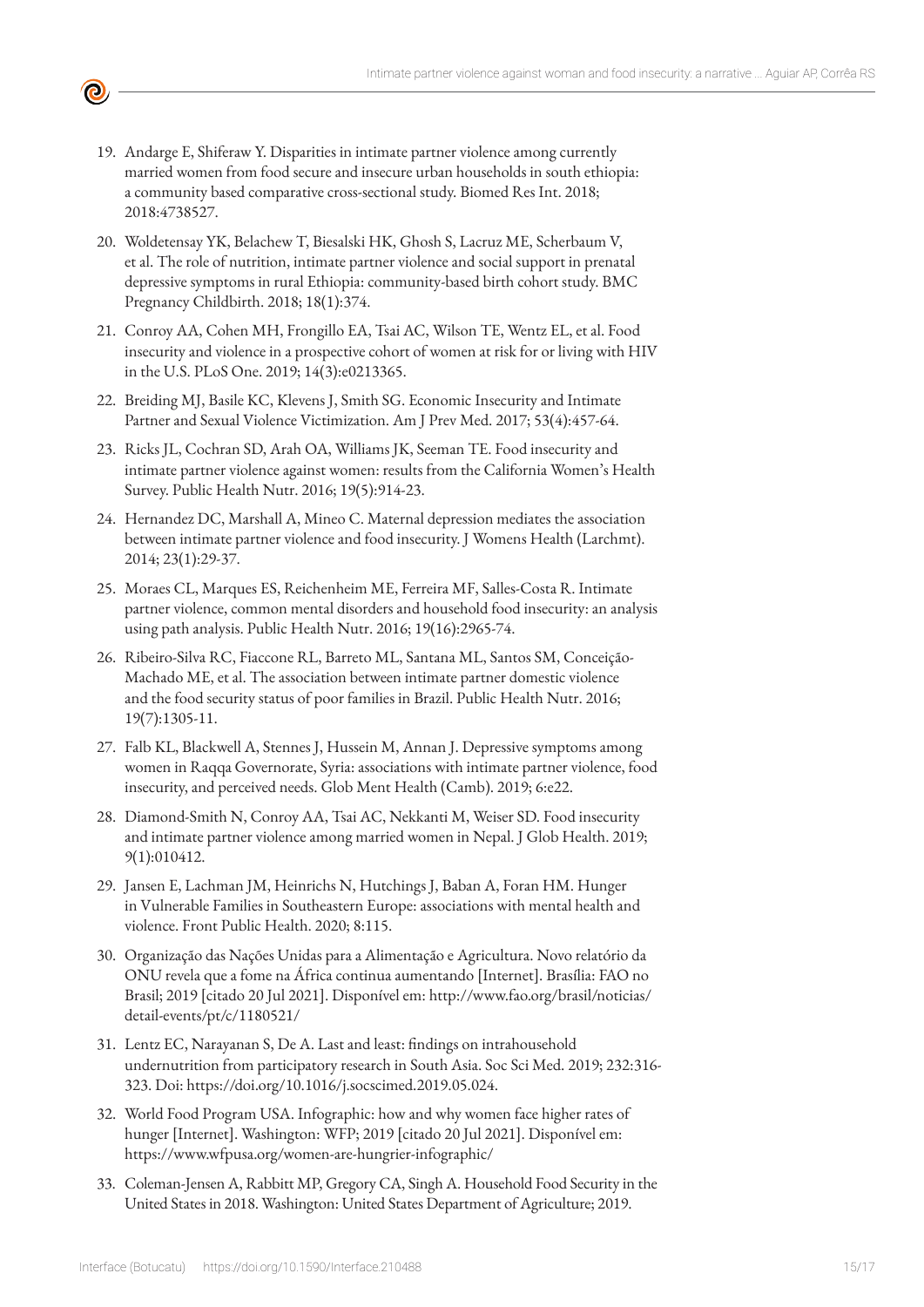19. Andarge E, Shiferaw Y. Disparities in intimate partner violence among currently married women from food secure and insecure urban households in south ethiopia: a community based comparative cross-sectional study. Biomed Res Int. 2018; 2018:4738527.

20. Woldetensay YK, Belachew T, Biesalski HK, Ghosh S, Lacruz ME, Scherbaum V, et al. The role of nutrition, intimate partner violence and social support in prenatal depressive symptoms in rural Ethiopia: community-based birth cohort study. BMC Pregnancy Childbirth. 2018; 18(1):374.

21. Conroy AA, Cohen MH, Frongillo EA, Tsai AC, Wilson TE, Wentz EL, et al. Food insecurity and violence in a prospective cohort of women at risk for or living with HIV in the U.S. PLoS One. 2019; 14(3):e0213365.

22. Breiding MJ, Basile KC, Klevens J, Smith SG. Economic Insecurity and Intimate Partner and Sexual Violence Victimization. Am J Prev Med. 2017; 53(4):457-64.

23. Ricks JL, Cochran SD, Arah OA, Williams JK, Seeman TE. Food insecurity and intimate partner violence against women: results from the California Women's Health Survey. Public Health Nutr. 2016; 19(5):914-23.

24. Hernandez DC, Marshall A, Mineo C. Maternal depression mediates the association between intimate partner violence and food insecurity. J Womens Health (Larchmt). 2014; 23(1):29-37.

25. Moraes CL, Marques ES, Reichenheim ME, Ferreira MF, Salles-Costa R. Intimate partner violence, common mental disorders and household food insecurity: an analysis using path analysis. Public Health Nutr. 2016; 19(16):2965-74.

26. Ribeiro-Silva RC, Fiaccone RL, Barreto ML, Santana ML, Santos SM, Conceição-Machado ME, et al. The association between intimate partner domestic violence and the food security status of poor families in Brazil. Public Health Nutr. 2016; 19(7):1305-11.

27. Falb KL, Blackwell A, Stennes J, Hussein M, Annan J. Depressive symptoms among women in Raqqa Governorate, Syria: associations with intimate partner violence, food insecurity, and perceived needs. Glob Ment Health (Camb). 2019; 6:e22.

28. Diamond-Smith N, Conroy AA, Tsai AC, Nekkanti M, Weiser SD. Food insecurity and intimate partner violence among married women in Nepal. J Glob Health. 2019; 9(1):010412.

29. Jansen E, Lachman JM, Heinrichs N, Hutchings J, Baban A, Foran HM. Hunger in Vulnerable Families in Southeastern Europe: associations with mental health and violence. Front Public Health. 2020; 8:115.

30. Organização das Nações Unidas para a Alimentação e Agricultura. Novo relatório da ONU revela que a fome na África continua aumentando [Internet]. Brasília: FAO no Brasil; 2019 [citado 20 Jul 2021]. Disponível em: http://www.fao.org/brasil/noticias/detail-events/pt/c/1180521/

31. Lentz EC, Narayanan S, De A. Last and least: findings on intrahousehold undernutrition from participatory research in South Asia. Soc Sci Med. 2019; 232:316-323. Doi: https://doi.org/10.1016/j.socscimed.2019.05.024.

32. World Food Program USA. Infographic: how and why women face higher rates of hunger [Internet]. Washington: WFP; 2019 [citado 20 Jul 2021]. Disponível em: https://www.wfpusa.org/women-are-hungrier-infographic/

33. Coleman-Jensen A, Rabbitt MP, Gregory CA, Singh A. Household Food Security in the United States in 2018. Washington: United States Department of Agriculture; 2019.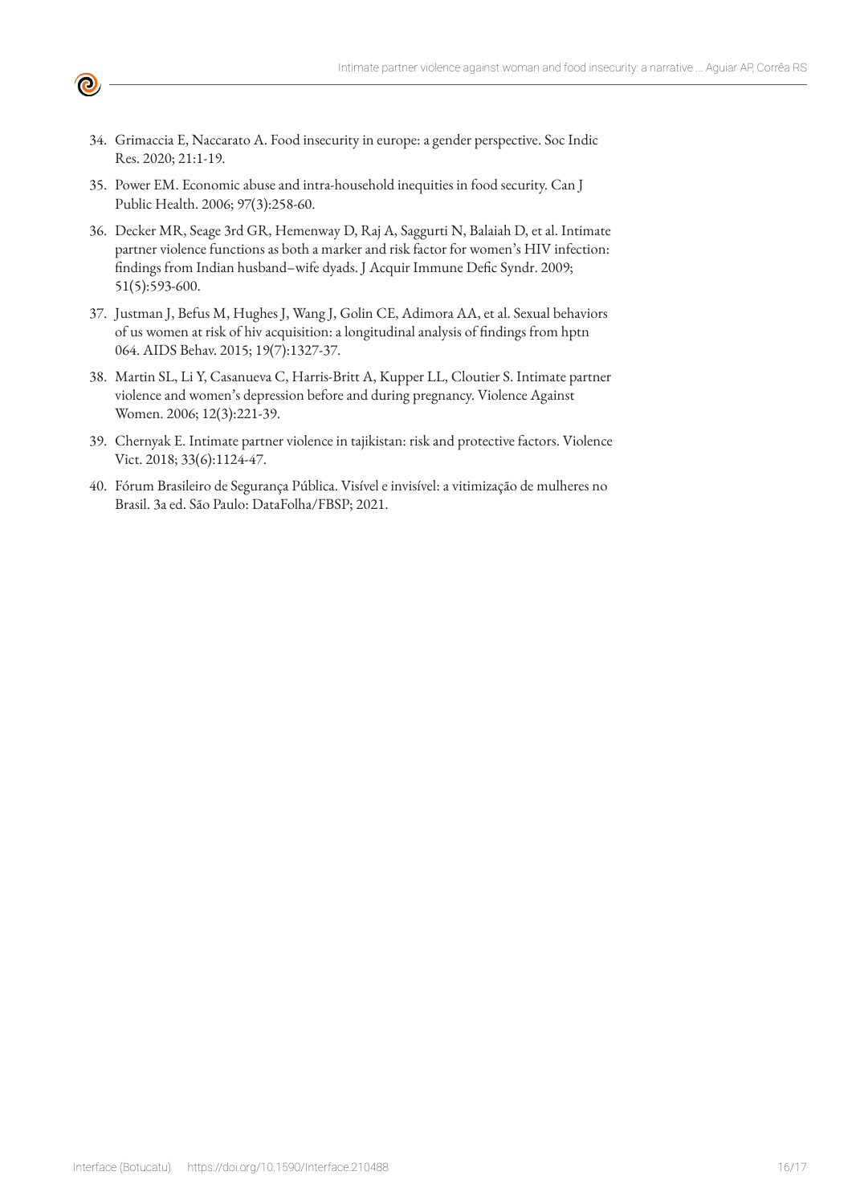34. Grimaccia E, Naccarato A. Food insecurity in europe: a gender perspective. Soc Indic Res. 2020; 21:1-19.
35. Power EM. Economic abuse and intra-household inequities in food security. Can J Public Health. 2006; 97(3):258-60.
36. Decker MR, Seage 3rd GR, Hemenway D, Raj A, Saggurti N, Balaiah D, et al. Intimate partner violence functions as both a marker and risk factor for women's HIV infection: findings from Indian husband–wife dyads. J Acquir Immune Defic Syndr. 2009; 51(5):593-600.
37. Justman J, Befus M, Hughes J, Wang J, Golin CE, Adimora AA, et al. Sexual behaviors of us women at risk of hiv acquisition: a longitudinal analysis of findings from hptn 064. AIDS Behav. 2015; 19(7):1327-37.
38. Martin SL, Li Y, Casanueva C, Harris-Britt A, Kupper LL, Cloutier S. Intimate partner violence and women's depression before and during pregnancy. Violence Against Women. 2006; 12(3):221-39.
39. Chernyak E. Intimate partner violence in tajikistan: risk and protective factors. Violence Vict. 2018; 33(6):1124-47.
40. Fórum Brasileiro de Segurança Pública. Visível e invisível: a vitimização de mulheres no Brasil. 3a ed. São Paulo: DataFolha/FBSP; 2021.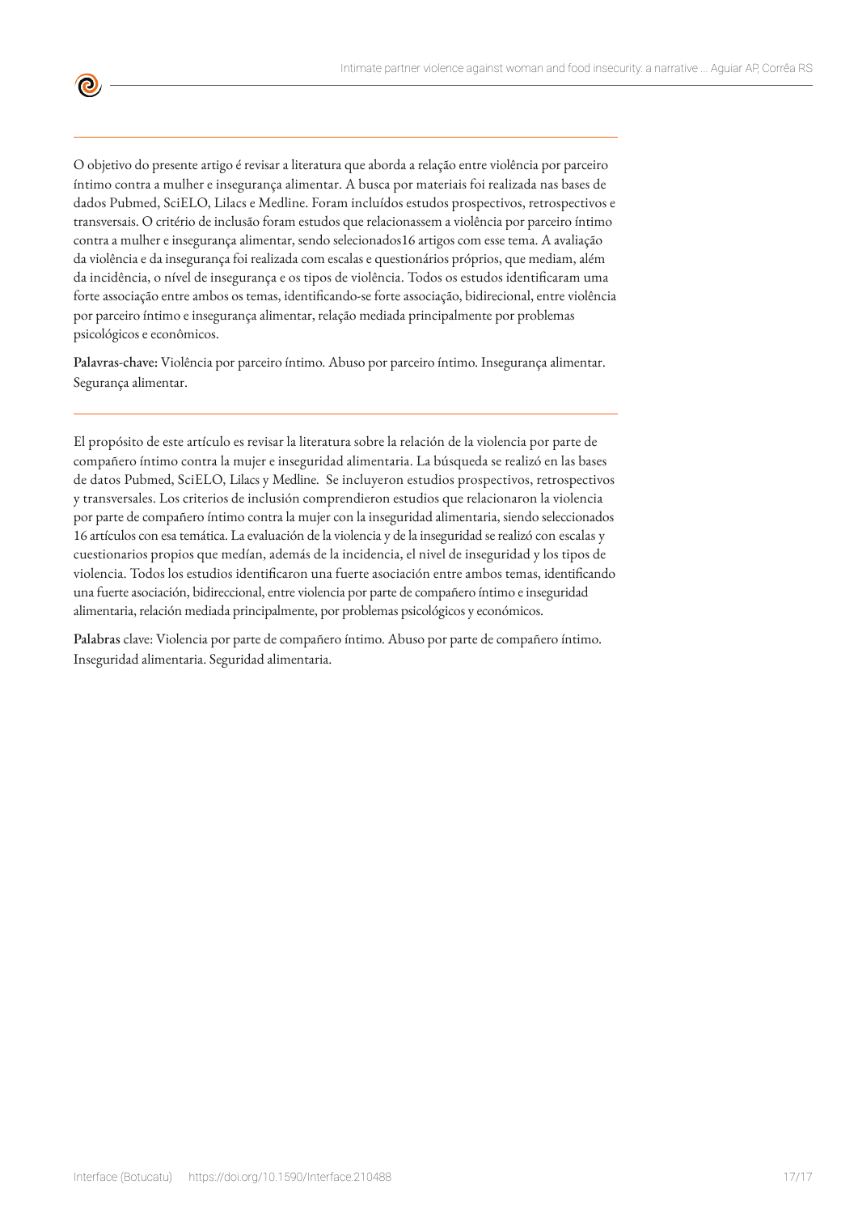O objetivo do presente artigo é revisar a literatura que aborda a relação entre violência por parceiro íntimo contra a mulher e insegurança alimentar. A busca por materiais foi realizada nas bases de dados Pubmed, SciELO, Lilacs e Medline. Foram incluídos estudos prospectivos, retrospectivos e transversais. O critério de inclusão foram estudos que relacionassem a violência por parceiro íntimo contra a mulher e insegurança alimentar, sendo selecionados16 artigos com esse tema. A avaliação da violência e da insegurança foi realizada com escalas e questionários próprios, que mediam, além da incidência, o nível de insegurança e os tipos de violência. Todos os estudos identificaram uma forte associação entre ambos os temas, identificando-se forte associação, bidirecional, entre violência por parceiro íntimo e insegurança alimentar, relação mediada principalmente por problemas psicológicos e econômicos.

Palavras-chave: Violência por parceiro íntimo. Abuso por parceiro íntimo. Insegurança alimentar. Segurança alimentar.

El propósito de este artículo es revisar la literatura sobre la relación de la violencia por parte de compañero íntimo contra la mujer e inseguridad alimentaria. La búsqueda se realizó en las bases de datos Pubmed, SciELO, Lilacs y Medline. Se incluyeron estudios prospectivos, retrospectivos y transversales. Los criterios de inclusión comprendieron estudios que relacionaron la violencia por parte de compañero íntimo contra la mujer con la inseguridad alimentaria, siendo seleccionados 16 artículos con esa temática. La evaluación de la violencia y de la inseguridad se realizó con escalas y cuestionarios propios que medían, además de la incidencia, el nivel de inseguridad y los tipos de violencia. Todos los estudios identificaron una fuerte asociación entre ambos temas, identificando una fuerte asociación, bidireccional, entre violencia por parte de compañero íntimo e inseguridad alimentaria, relación mediada principalmente, por problemas psicológicos y económicos.

Palabras clave: Violencia por parte de compañero íntimo. Abuso por parte de compañero íntimo. Inseguridad alimentaria. Seguridad alimentaria.